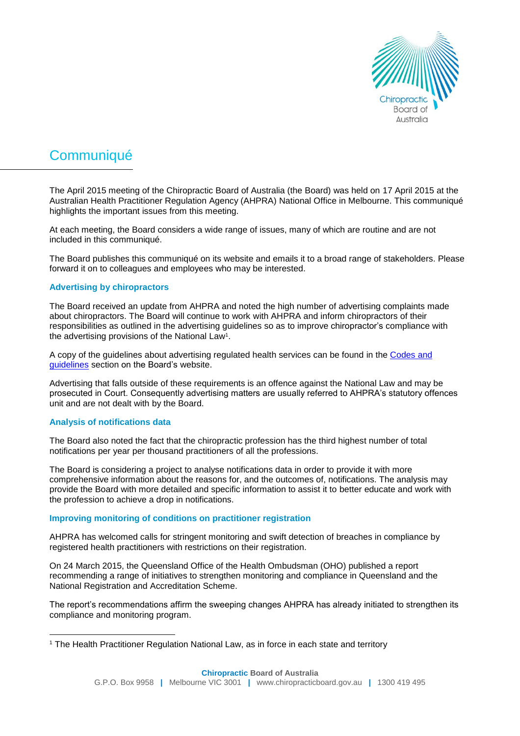# Communiqué

The April 2015 meeting of the Chiropractic Board of Australia (the Board) was held on 17 April 2015 at the Australian Health Practitioner Regulation Agency (AHPRA) National Office in Melbourne. This communiqué highlights the important issues from this meeting.

At each meeting, the Board considers a wide range of issues, many of which are routine and are not included in this communiqué.

The Board publishes this communiqué on its website and emails it to a broad range of stakeholders. Please forward it on to colleagues and employees who may be interested.

## Advertising by chiropractors

The Board received an update from AHPRA and noted the high number of advertising complaints made about chiropractors. The Board will continue to work with AHPRA and inform chiropractors of their responsibilities as outlined in the advertising guidelines so as to improve chiropractor's compliance with the advertising provisions of the National Law[1].

A copy of the guidelines about advertising regulated health services can be found in the Codes and guidelines section on the Board's website.

Advertising that falls outside of these requirements is an offence against the National Law and may be prosecuted in Court. Consequently advertising matters are usually referred to AHPRA's statutory offences unit and are not dealt with by the Board.

## Analysis of notifications data

The Board also noted the fact that the chiropractic profession has the third highest number of total notifications per year per thousand practitioners of all the professions.

The Board is considering a project to analyse notifications data in order to provide it with more comprehensive information about the reasons for, and the outcomes of, notifications. The analysis may provide the Board with more detailed and specific information to assist it to better educate and work with the profession to achieve a drop in notifications.

## Improving monitoring of conditions on practitioner registration

AHPRA has welcomed calls for stringent monitoring and swift detection of breaches in compliance by registered health practitioners with restrictions on their registration.

On 24 March 2015, the Queensland Office of the Health Ombudsman (OHO) published a report recommending a range of initiatives to strengthen monitoring and compliance in Queensland and the National Registration and Accreditation Scheme.

The report's recommendations affirm the sweeping changes AHPRA has already initiated to strengthen its compliance and monitoring program.

[1] The Health Practitioner Regulation National Law, as in force in each state and territory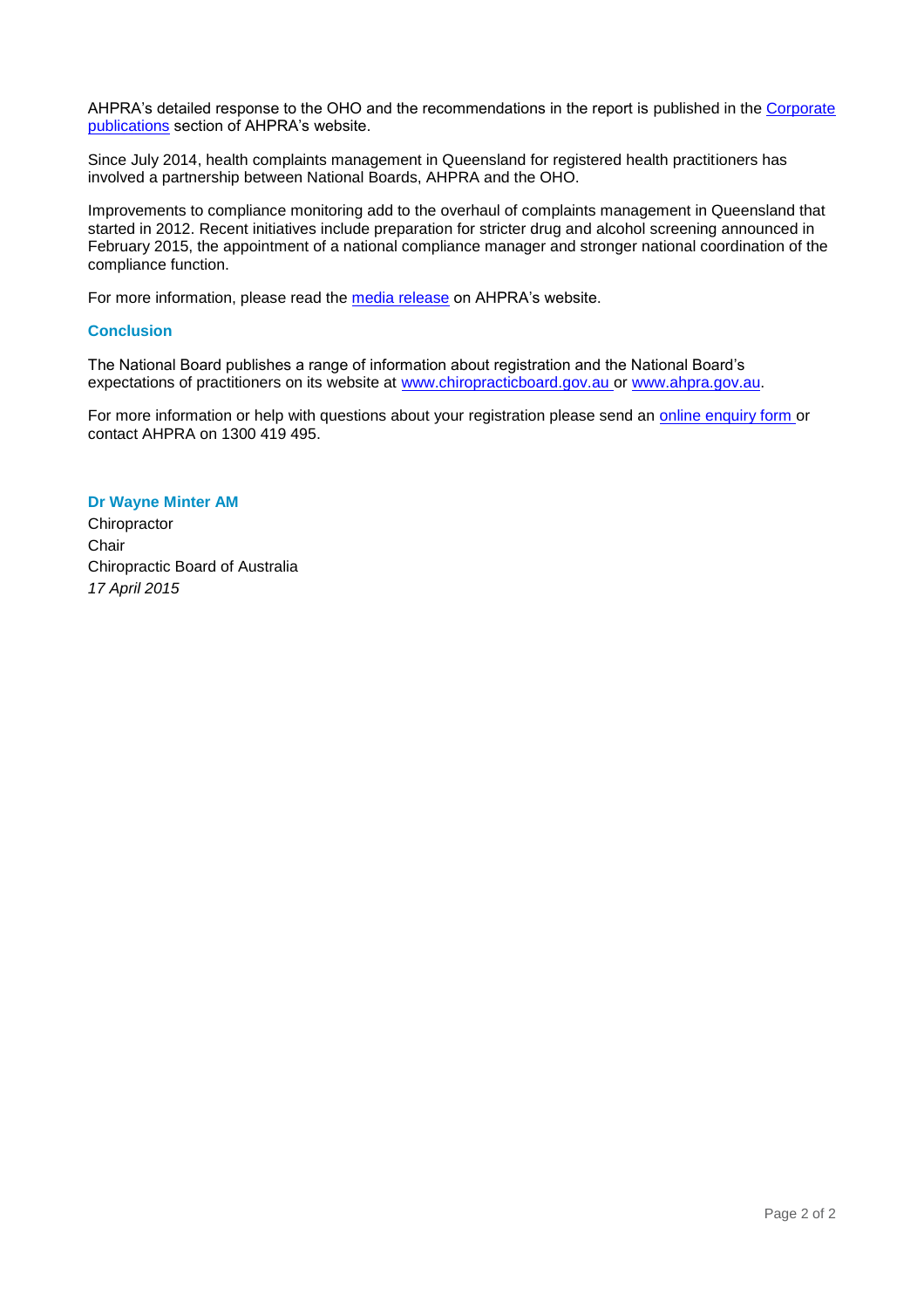AHPRA's detailed response to the OHO and the recommendations in the report is published in the [Corporate publications]() section of AHPRA's website.

Since July 2014, health complaints management in Queensland for registered health practitioners has involved a partnership between National Boards, AHPRA and the OHO.

Improvements to compliance monitoring add to the overhaul of complaints management in Queensland that started in 2012. Recent initiatives include preparation for stricter drug and alcohol screening announced in February 2015, the appointment of a national compliance manager and stronger national coordination of the compliance function.

For more information, please read the [media release]() on AHPRA's website.

### Conclusion

The National Board publishes a range of information about registration and the National Board's expectations of practitioners on its website at www.chiropracticboard.gov.au or www.ahpra.gov.au.

For more information or help with questions about your registration please send an [online enquiry form]() or contact AHPRA on 1300 419 495.

**Dr Wayne Minter AM**
Chiropractor
Chair
Chiropractic Board of Australia
*17 April 2015*